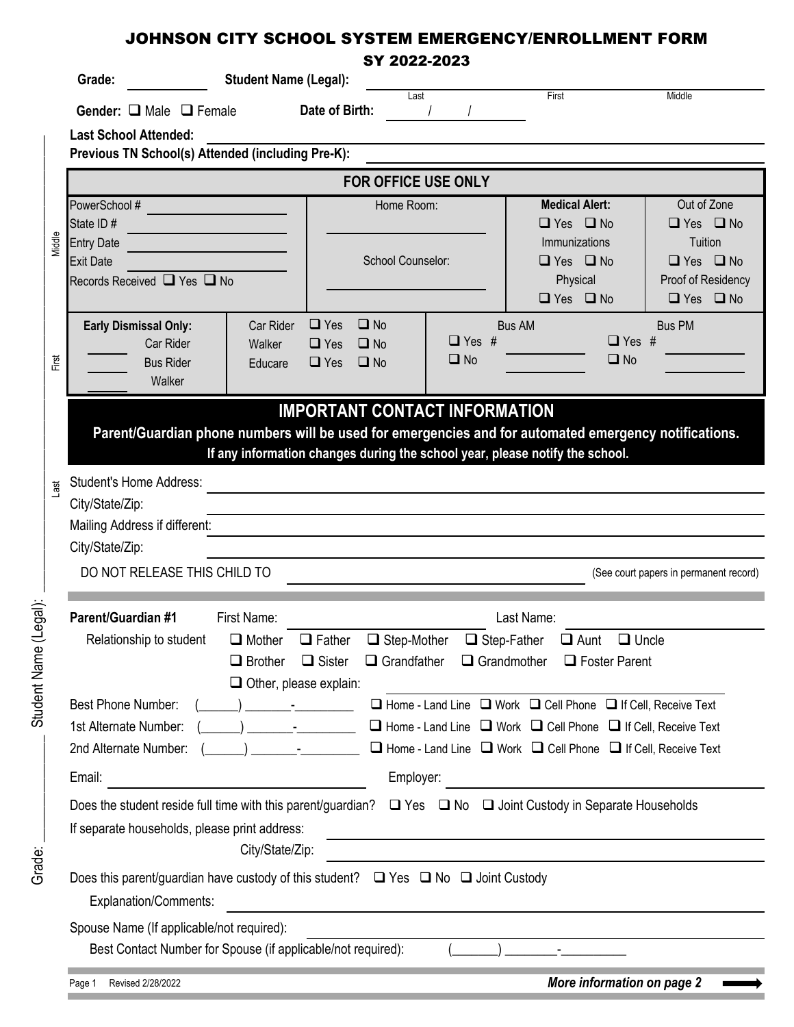# JOHNSON CITY SCHOOL SYSTEM EMERGENCY/ENROLLMENT FORM

## SY 2022-2023

**Grade:** ________ **Student Name (Legal):** ______________________ (Last) ______________________ (First) ______________________ (Middle)

**Gender:** ☐ Male ☐ Female **Date of Birth:** ____ / ____ / ____

**Last School Attended:** ______________________________

**Previous TN School(s) Attended (including Pre-K):** ______________________________

### FOR OFFICE USE ONLY

| | | | |
|---|---|---|---|
| PowerSchool # ________<br>State ID # ________<br>Entry Date ________<br>Exit Date ________<br>Records Received ☐ Yes ☐ No | Home Room: ________<br><br>School Counselor: ________ | **Medical Alert:** ☐ Yes ☐ No<br>Immunizations ☐ Yes ☐ No<br>Physical ☐ Yes ☐ No | Out of Zone ☐ Yes ☐ No<br>Tuition ☐ Yes ☐ No<br>Proof of Residency ☐ Yes ☐ No |

| | | | |
|---|---|---|---|
| **Early Dismissal Only:**<br>____ Car Rider<br>____ Bus Rider<br>____ Walker | Car Rider ☐ Yes ☐ No<br>Walker ☐ Yes ☐ No<br>Educare ☐ Yes ☐ No | Bus AM<br>☐ Yes # ________<br>☐ No ________ | Bus PM<br>☐ Yes # ________<br>☐ No ________ |

## IMPORTANT CONTACT INFORMATION

**Parent/Guardian phone numbers will be used for emergencies and for automated emergency notifications.**

**If any information changes during the school year, please notify the school.**

Student's Home Address: ______________________________

City/State/Zip: ______________________________

Mailing Address if different: ______________________________

City/State/Zip: ______________________________

DO NOT RELEASE THIS CHILD TO ______________________________ (See court papers in permanent record)

**Parent/Guardian #1** First Name: ______________________ Last Name: ______________________

Relationship to student ☐ Mother ☐ Father ☐ Step-Mother ☐ Step-Father ☐ Aunt ☐ Uncle ☐ Brother ☐ Sister ☐ Grandfather ☐ Grandmother ☐ Foster Parent ☐ Other, please explain: ______________________

Best Phone Number: (______) _______-_________ ☐ Home - Land Line ☐ Work ☐ Cell Phone ☐ If Cell, Receive Text

1st Alternate Number: (______) _______-_________ ☐ Home - Land Line ☐ Work ☐ Cell Phone ☐ If Cell, Receive Text

2nd Alternate Number: (______) _______-_________ ☐ Home - Land Line ☐ Work ☐ Cell Phone ☐ If Cell, Receive Text

Email: ______________________ Employer: ______________________

Does the student reside full time with this parent/guardian? ☐ Yes ☐ No ☐ Joint Custody in Separate Households

If separate households, please print address: ______________________________

City/State/Zip: ______________________________

Does this parent/guardian have custody of this student? ☐ Yes ☐ No ☐ Joint Custody

Explanation/Comments: ______________________________

Spouse Name (If applicable/not required): ______________________________

Best Contact Number for Spouse (if applicable/not required): (_______) ________-__________

Student Name (Legal): ________ Last ________ First ________ Middle ________ Grade: ________

Revised 2/28/2022

***More information on page 2***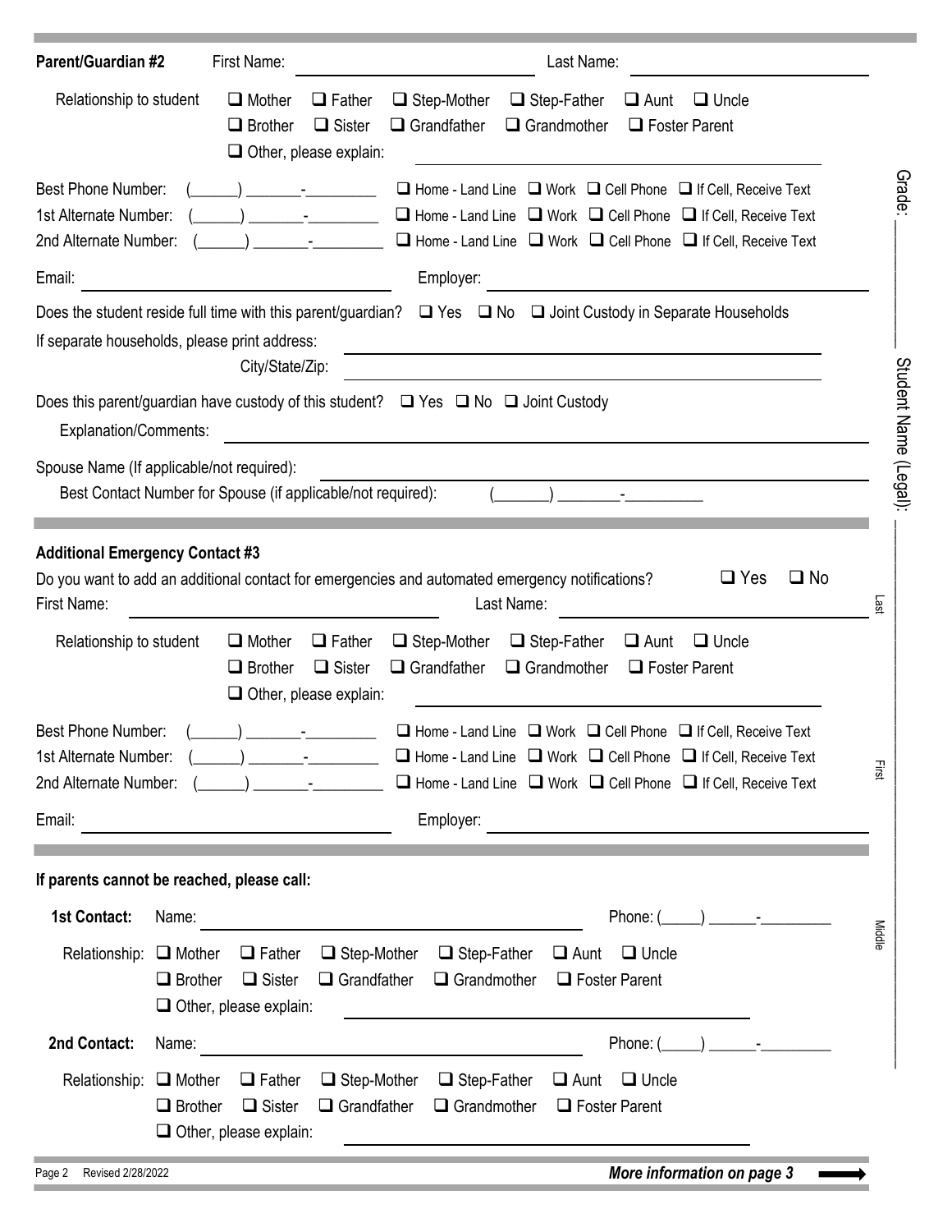**Parent/Guardian #2** First Name: ______________________ Last Name: ______________________

Relationship to student ❑ Mother ❑ Father ❑ Step-Mother ❑ Step-Father ❑ Aunt ❑ Uncle
❑ Brother ❑ Sister ❑ Grandfather ❑ Grandmother ❑ Foster Parent
❑ Other, please explain: ______________________

Best Phone Number: (______) _______-_________ ❑ Home - Land Line ❑ Work ❑ Cell Phone ❑ If Cell, Receive Text
1st Alternate Number: (______) _______-_________ ❑ Home - Land Line ❑ Work ❑ Cell Phone ❑ If Cell, Receive Text
2nd Alternate Number: (______) _______-_________ ❑ Home - Land Line ❑ Work ❑ Cell Phone ❑ If Cell, Receive Text

Email: ______________________ Employer: ______________________

Does the student reside full time with this parent/guardian? ❑ Yes ❑ No ❑ Joint Custody in Separate Households

If separate households, please print address: ______________________
City/State/Zip: ______________________

Does this parent/guardian have custody of this student? ❑ Yes ❑ No ❑ Joint Custody

Explanation/Comments: ______________________

Spouse Name (If applicable/not required): ______________________
Best Contact Number for Spouse (if applicable/not required): (_______) ________-__________

**Additional Emergency Contact #3**

Do you want to add an additional contact for emergencies and automated emergency notifications? ❑ Yes ❑ No

First Name: ______________________ Last Name: ______________________

Relationship to student ❑ Mother ❑ Father ❑ Step-Mother ❑ Step-Father ❑ Aunt ❑ Uncle
❑ Brother ❑ Sister ❑ Grandfather ❑ Grandmother ❑ Foster Parent
❑ Other, please explain: ______________________

Best Phone Number: (______) _______-_________ ❑ Home - Land Line ❑ Work ❑ Cell Phone ❑ If Cell, Receive Text
1st Alternate Number: (______) _______-_________ ❑ Home - Land Line ❑ Work ❑ Cell Phone ❑ If Cell, Receive Text
2nd Alternate Number: (______) _______-_________ ❑ Home - Land Line ❑ Work ❑ Cell Phone ❑ If Cell, Receive Text

Email: ______________________ Employer: ______________________

**If parents cannot be reached, please call:**

**1st Contact:** Name: ______________________ Phone: (_____) ______-_________

Relationship: ❑ Mother ❑ Father ❑ Step-Mother ❑ Step-Father ❑ Aunt ❑ Uncle
❑ Brother ❑ Sister ❑ Grandfather ❑ Grandmother ❑ Foster Parent
❑ Other, please explain: ______________________

**2nd Contact:** Name: ______________________ Phone: (_____) ______-_________

Relationship: ❑ Mother ❑ Father ❑ Step-Mother ❑ Step-Father ❑ Aunt ❑ Uncle
❑ Brother ❑ Sister ❑ Grandfather ❑ Grandmother ❑ Foster Parent
❑ Other, please explain: ______________________

Grade: __________ Student Name (Legal): ______________________ Last ______________________ First ______________________ Middle

Revised 2/28/2022

***More information on page 3*** ➞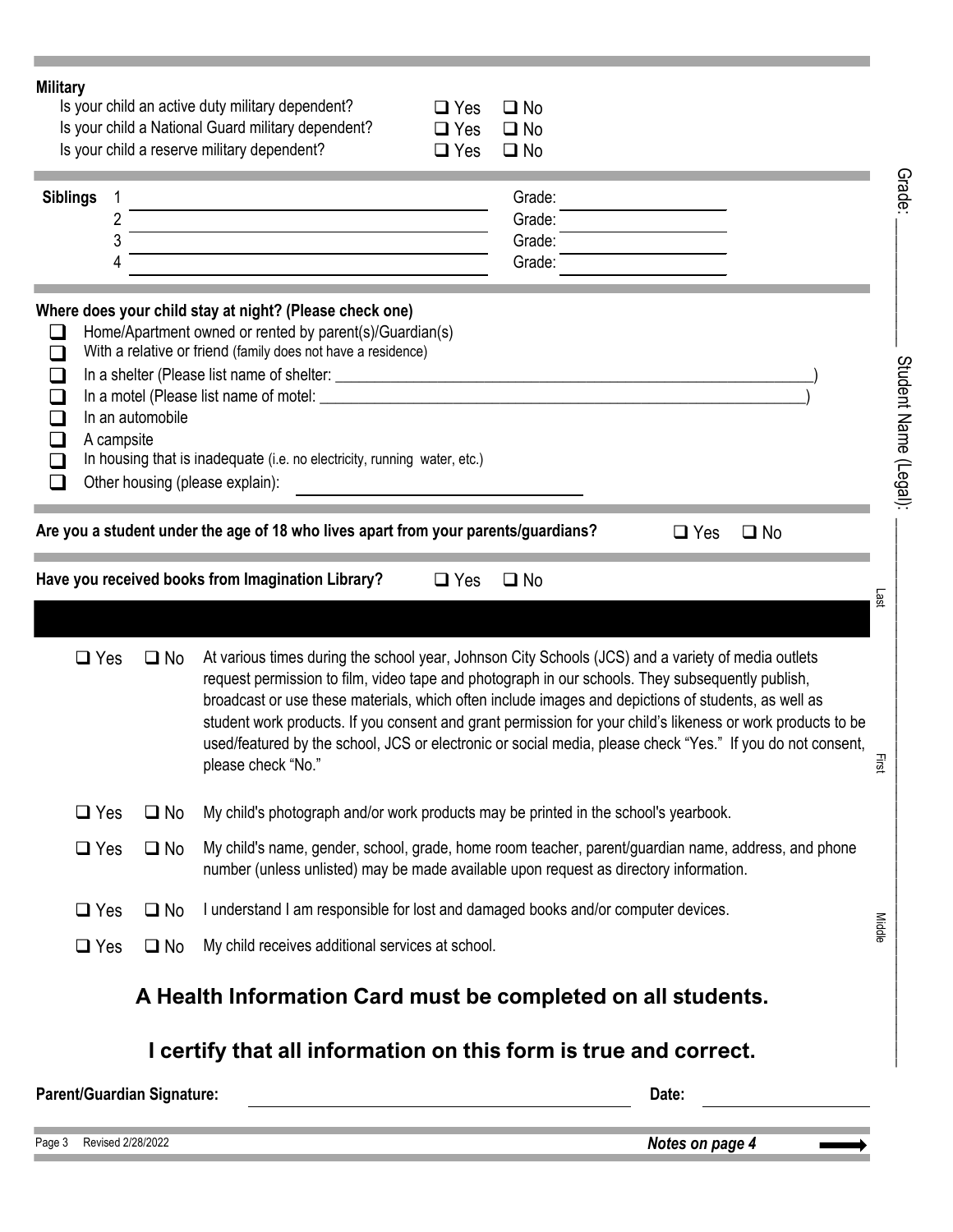**Military**

Is your child an active duty military dependent? ☐ Yes ☐ No

Is your child a National Guard military dependent? ☐ Yes ☐ No

Is your child a reserve military dependent? ☐ Yes ☐ No

**Siblings**

1 ________________________________ Grade: ____________

2 ________________________________ Grade: ____________

3 ________________________________ Grade: ____________

4 ________________________________ Grade: ____________

**Where does your child stay at night? (Please check one)**

- ☐ Home/Apartment owned or rented by parent(s)/Guardian(s)
- ☐ With a relative or friend (family does not have a residence)
- ☐ In a shelter (Please list name of shelter: ________________________________)
- ☐ In a motel (Please list name of motel: ________________________________)
- ☐ In an automobile
- ☐ A campsite
- ☐ In housing that is inadequate (i.e. no electricity, running water, etc.)
- ☐ Other housing (please explain): ________________________________

**Are you a student under the age of 18 who lives apart from your parents/guardians?** ☐ Yes ☐ No

**Have you received books from Imagination Library?** ☐ Yes ☐ No

☐ Yes ☐ No At various times during the school year, Johnson City Schools (JCS) and a variety of media outlets request permission to film, video tape and photograph in our schools. They subsequently publish, broadcast or use these materials, which often include images and depictions of students, as well as student work products. If you consent and grant permission for your child's likeness or work products to be used/featured by the school, JCS or electronic or social media, please check "Yes." If you do not consent, please check "No."

☐ Yes ☐ No My child's photograph and/or work products may be printed in the school's yearbook.

☐ Yes ☐ No My child's name, gender, school, grade, home room teacher, parent/guardian name, address, and phone number (unless unlisted) may be made available upon request as directory information.

☐ Yes ☐ No I understand I am responsible for lost and damaged books and/or computer devices.

☐ Yes ☐ No My child receives additional services at school.

## A Health Information Card must be completed on all students.

## I certify that all information on this form is true and correct.

**Parent/Guardian Signature:** ________________________________ **Date:** ____________

Student Name (Legal): ____________ Last ____________ First ____________ Middle

Grade: ____________

Page 3 Revised 2/28/2022 ***Notes on page 4*** ➡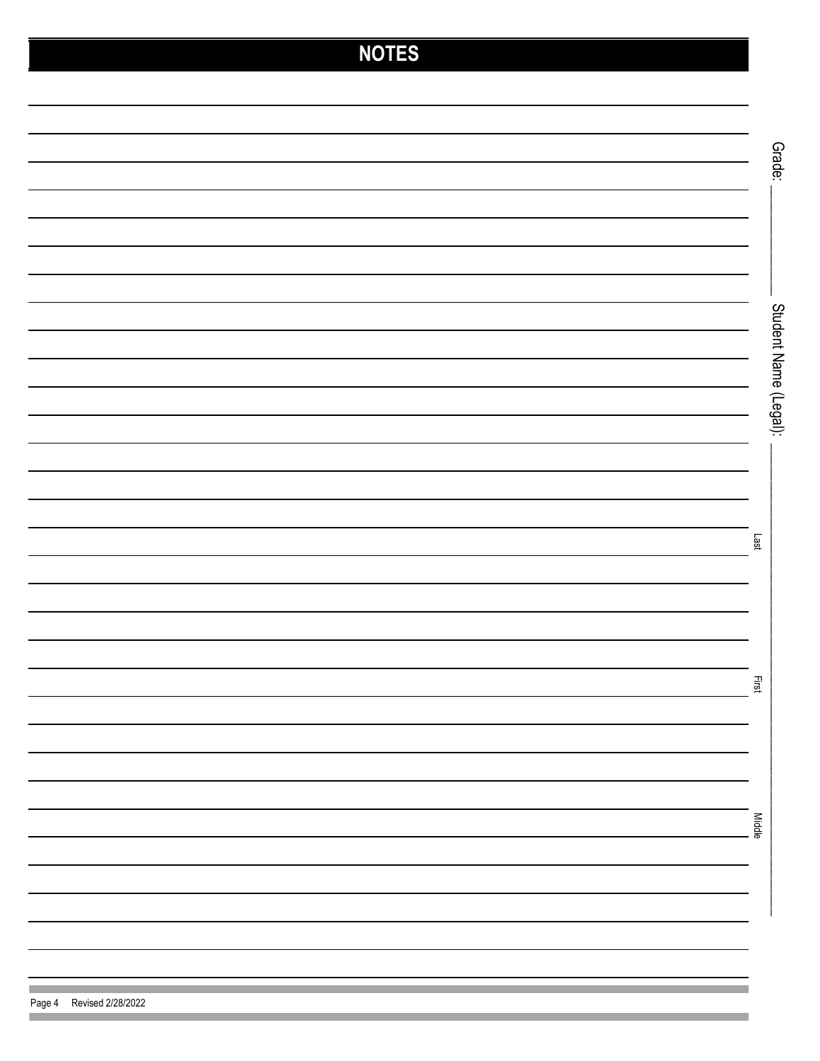# NOTES

Grade: ____________ Student Name (Legal): ______________________________________________

Last First Middle

Revised 2/28/2022